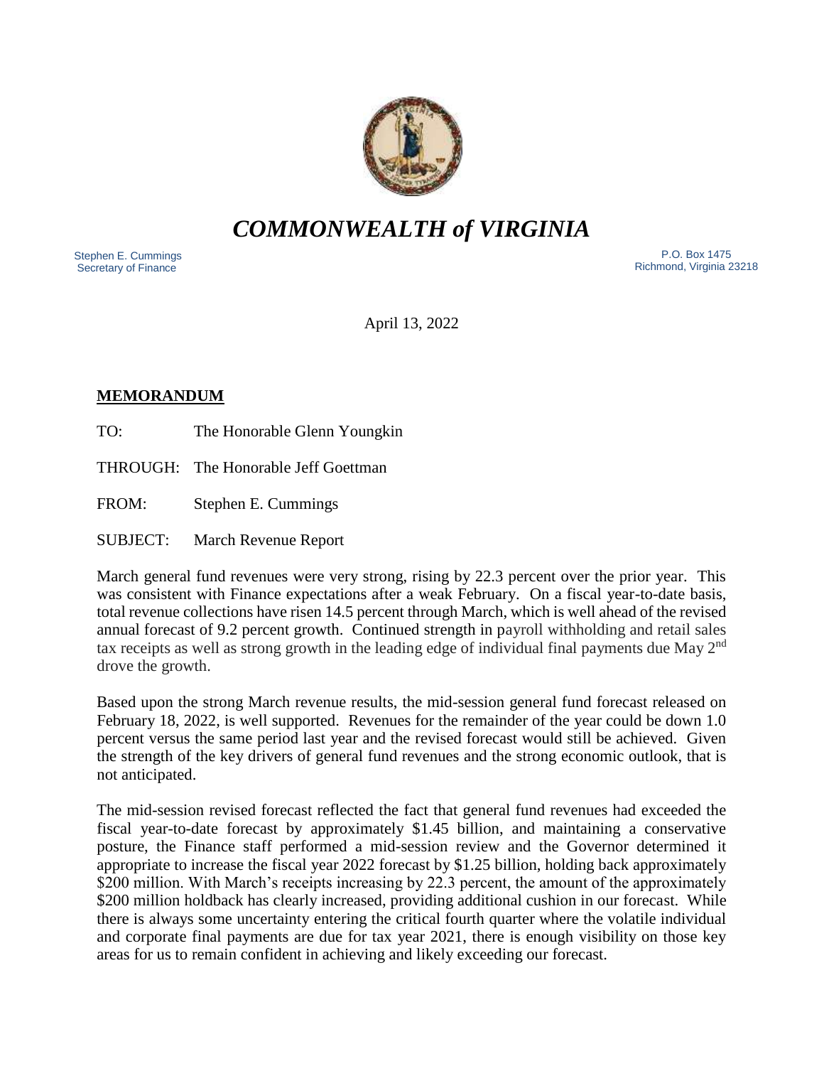# *COMMONWEALTH of VIRGINIA*

Stephen E. Cummings
Secretary of Finance

P.O. Box 1475
Richmond, Virginia 23218

April 13, 2022

**MEMORANDUM**

TO: The Honorable Glenn Youngkin

THROUGH: The Honorable Jeff Goettman

FROM: Stephen E. Cummings

SUBJECT: March Revenue Report

March general fund revenues were very strong, rising by 22.3 percent over the prior year. This was consistent with Finance expectations after a weak February. On a fiscal year-to-date basis, total revenue collections have risen 14.5 percent through March, which is well ahead of the revised annual forecast of 9.2 percent growth. Continued strength in payroll withholding and retail sales tax receipts as well as strong growth in the leading edge of individual final payments due May 2nd drove the growth.

Based upon the strong March revenue results, the mid-session general fund forecast released on February 18, 2022, is well supported. Revenues for the remainder of the year could be down 1.0 percent versus the same period last year and the revised forecast would still be achieved. Given the strength of the key drivers of general fund revenues and the strong economic outlook, that is not anticipated.

The mid-session revised forecast reflected the fact that general fund revenues had exceeded the fiscal year-to-date forecast by approximately $1.45 billion, and maintaining a conservative posture, the Finance staff performed a mid-session review and the Governor determined it appropriate to increase the fiscal year 2022 forecast by $1.25 billion, holding back approximately $200 million. With March's receipts increasing by 22.3 percent, the amount of the approximately $200 million holdback has clearly increased, providing additional cushion in our forecast. While there is always some uncertainty entering the critical fourth quarter where the volatile individual and corporate final payments are due for tax year 2021, there is enough visibility on those key areas for us to remain confident in achieving and likely exceeding our forecast.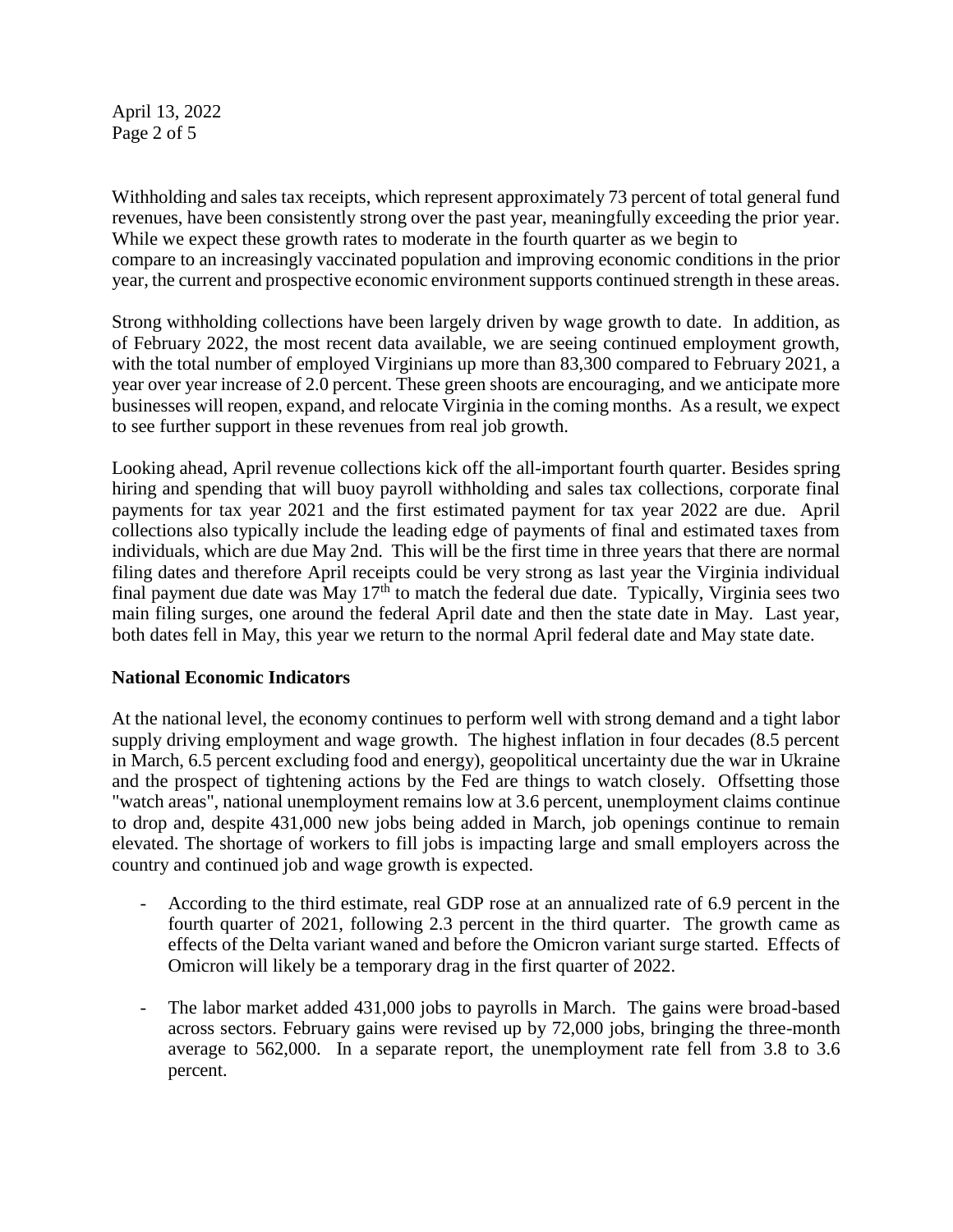Withholding and sales tax receipts, which represent approximately 73 percent of total general fund revenues, have been consistently strong over the past year, meaningfully exceeding the prior year. While we expect these growth rates to moderate in the fourth quarter as we begin to compare to an increasingly vaccinated population and improving economic conditions in the prior year, the current and prospective economic environment supports continued strength in these areas.

Strong withholding collections have been largely driven by wage growth to date. In addition, as of February 2022, the most recent data available, we are seeing continued employment growth, with the total number of employed Virginians up more than 83,300 compared to February 2021, a year over year increase of 2.0 percent. These green shoots are encouraging, and we anticipate more businesses will reopen, expand, and relocate Virginia in the coming months. As a result, we expect to see further support in these revenues from real job growth.

Looking ahead, April revenue collections kick off the all-important fourth quarter. Besides spring hiring and spending that will buoy payroll withholding and sales tax collections, corporate final payments for tax year 2021 and the first estimated payment for tax year 2022 are due. April collections also typically include the leading edge of payments of final and estimated taxes from individuals, which are due May 2nd. This will be the first time in three years that there are normal filing dates and therefore April receipts could be very strong as last year the Virginia individual final payment due date was May 17th to match the federal due date. Typically, Virginia sees two main filing surges, one around the federal April date and then the state date in May. Last year, both dates fell in May, this year we return to the normal April federal date and May state date.

**National Economic Indicators**

At the national level, the economy continues to perform well with strong demand and a tight labor supply driving employment and wage growth. The highest inflation in four decades (8.5 percent in March, 6.5 percent excluding food and energy), geopolitical uncertainty due the war in Ukraine and the prospect of tightening actions by the Fed are things to watch closely. Offsetting those "watch areas", national unemployment remains low at 3.6 percent, unemployment claims continue to drop and, despite 431,000 new jobs being added in March, job openings continue to remain elevated. The shortage of workers to fill jobs is impacting large and small employers across the country and continued job and wage growth is expected.

- According to the third estimate, real GDP rose at an annualized rate of 6.9 percent in the fourth quarter of 2021, following 2.3 percent in the third quarter. The growth came as effects of the Delta variant waned and before the Omicron variant surge started. Effects of Omicron will likely be a temporary drag in the first quarter of 2022.

- The labor market added 431,000 jobs to payrolls in March. The gains were broad-based across sectors. February gains were revised up by 72,000 jobs, bringing the three-month average to 562,000. In a separate report, the unemployment rate fell from 3.8 to 3.6 percent.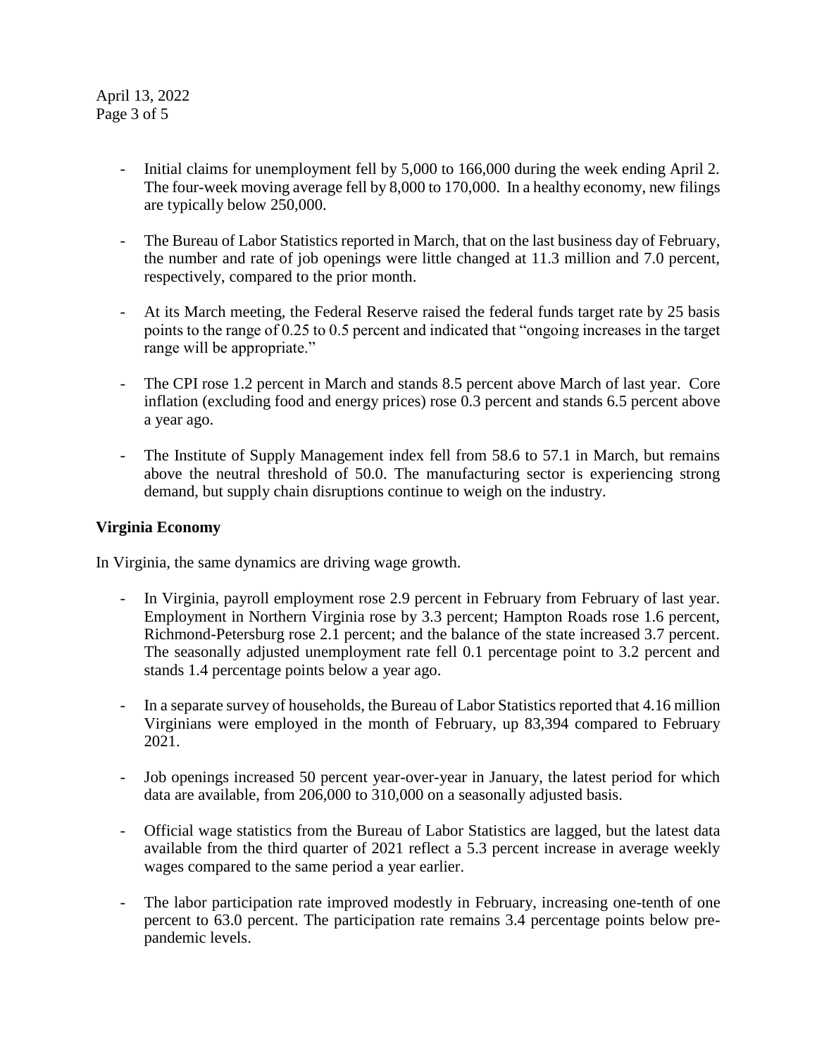- Initial claims for unemployment fell by 5,000 to 166,000 during the week ending April 2. The four-week moving average fell by 8,000 to 170,000. In a healthy economy, new filings are typically below 250,000.

- The Bureau of Labor Statistics reported in March, that on the last business day of February, the number and rate of job openings were little changed at 11.3 million and 7.0 percent, respectively, compared to the prior month.

- At its March meeting, the Federal Reserve raised the federal funds target rate by 25 basis points to the range of 0.25 to 0.5 percent and indicated that "ongoing increases in the target range will be appropriate."

- The CPI rose 1.2 percent in March and stands 8.5 percent above March of last year. Core inflation (excluding food and energy prices) rose 0.3 percent and stands 6.5 percent above a year ago.

- The Institute of Supply Management index fell from 58.6 to 57.1 in March, but remains above the neutral threshold of 50.0. The manufacturing sector is experiencing strong demand, but supply chain disruptions continue to weigh on the industry.

**Virginia Economy**

In Virginia, the same dynamics are driving wage growth.

- In Virginia, payroll employment rose 2.9 percent in February from February of last year. Employment in Northern Virginia rose by 3.3 percent; Hampton Roads rose 1.6 percent, Richmond-Petersburg rose 2.1 percent; and the balance of the state increased 3.7 percent. The seasonally adjusted unemployment rate fell 0.1 percentage point to 3.2 percent and stands 1.4 percentage points below a year ago.

- In a separate survey of households, the Bureau of Labor Statistics reported that 4.16 million Virginians were employed in the month of February, up 83,394 compared to February 2021.

- Job openings increased 50 percent year-over-year in January, the latest period for which data are available, from 206,000 to 310,000 on a seasonally adjusted basis.

- Official wage statistics from the Bureau of Labor Statistics are lagged, but the latest data available from the third quarter of 2021 reflect a 5.3 percent increase in average weekly wages compared to the same period a year earlier.

- The labor participation rate improved modestly in February, increasing one-tenth of one percent to 63.0 percent. The participation rate remains 3.4 percentage points below pre-pandemic levels.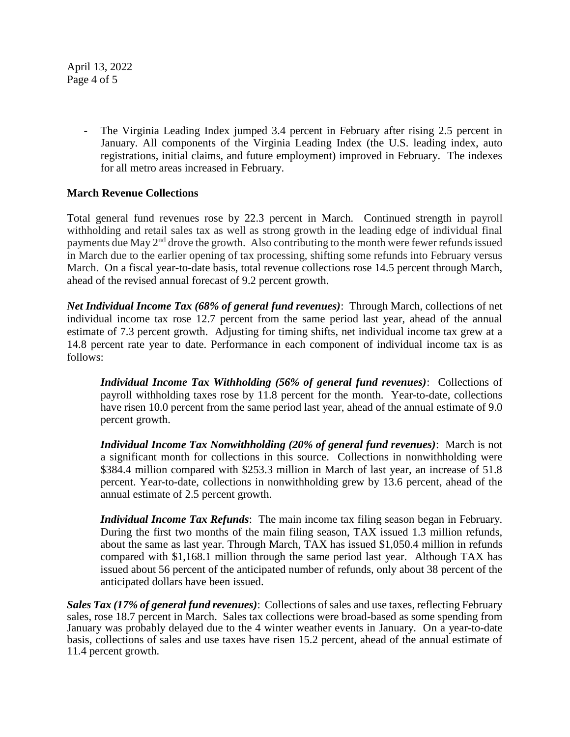- The Virginia Leading Index jumped 3.4 percent in February after rising 2.5 percent in January. All components of the Virginia Leading Index (the U.S. leading index, auto registrations, initial claims, and future employment) improved in February. The indexes for all metro areas increased in February.

**March Revenue Collections**

Total general fund revenues rose by 22.3 percent in March. Continued strength in payroll withholding and retail sales tax as well as strong growth in the leading edge of individual final payments due May 2nd drove the growth. Also contributing to the month were fewer refunds issued in March due to the earlier opening of tax processing, shifting some refunds into February versus March. On a fiscal year-to-date basis, total revenue collections rose 14.5 percent through March, ahead of the revised annual forecast of 9.2 percent growth.

***Net Individual Income Tax (68% of general fund revenues)***: Through March, collections of net individual income tax rose 12.7 percent from the same period last year, ahead of the annual estimate of 7.3 percent growth. Adjusting for timing shifts, net individual income tax grew at a 14.8 percent rate year to date. Performance in each component of individual income tax is as follows:

> ***Individual Income Tax Withholding (56% of general fund revenues)***: Collections of payroll withholding taxes rose by 11.8 percent for the month. Year-to-date, collections have risen 10.0 percent from the same period last year, ahead of the annual estimate of 9.0 percent growth.
>
> ***Individual Income Tax Nonwithholding (20% of general fund revenues)***: March is not a significant month for collections in this source. Collections in nonwithholding were \$384.4 million compared with \$253.3 million in March of last year, an increase of 51.8 percent. Year-to-date, collections in nonwithholding grew by 13.6 percent, ahead of the annual estimate of 2.5 percent growth.
>
> ***Individual Income Tax Refunds***: The main income tax filing season began in February. During the first two months of the main filing season, TAX issued 1.3 million refunds, about the same as last year. Through March, TAX has issued \$1,050.4 million in refunds compared with \$1,168.1 million through the same period last year. Although TAX has issued about 56 percent of the anticipated number of refunds, only about 38 percent of the anticipated dollars have been issued.

***Sales Tax (17% of general fund revenues)***: Collections of sales and use taxes, reflecting February sales, rose 18.7 percent in March. Sales tax collections were broad-based as some spending from January was probably delayed due to the 4 winter weather events in January. On a year-to-date basis, collections of sales and use taxes have risen 15.2 percent, ahead of the annual estimate of 11.4 percent growth.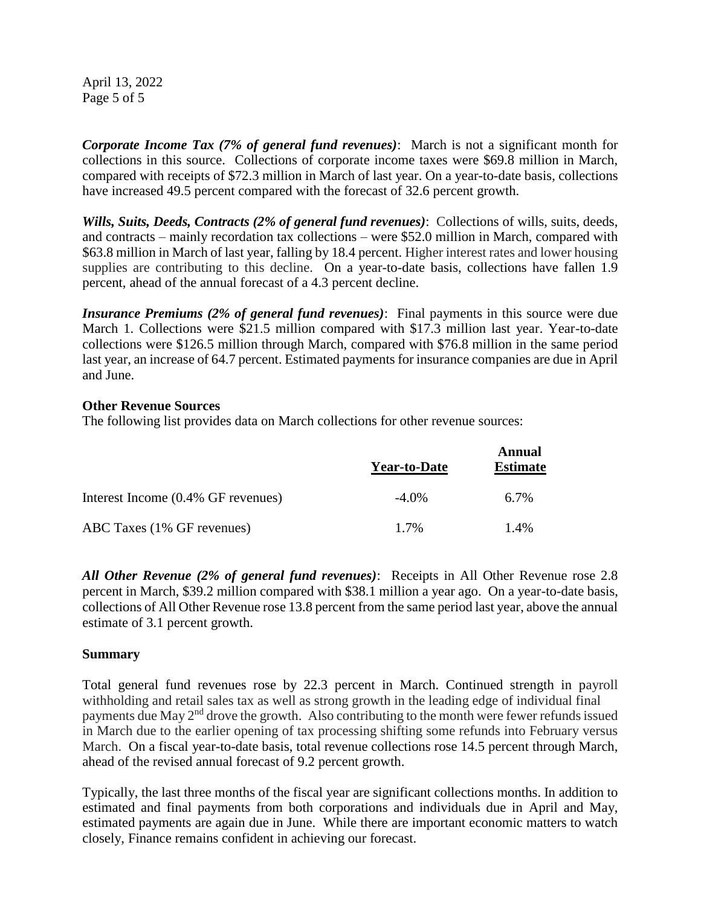***Corporate Income Tax (7% of general fund revenues)***: March is not a significant month for collections in this source. Collections of corporate income taxes were $69.8 million in March, compared with receipts of $72.3 million in March of last year. On a year-to-date basis, collections have increased 49.5 percent compared with the forecast of 32.6 percent growth.

***Wills, Suits, Deeds, Contracts (2% of general fund revenues)***: Collections of wills, suits, deeds, and contracts – mainly recordation tax collections – were $52.0 million in March, compared with $63.8 million in March of last year, falling by 18.4 percent. Higher interest rates and lower housing supplies are contributing to this decline. On a year-to-date basis, collections have fallen 1.9 percent, ahead of the annual forecast of a 4.3 percent decline.

***Insurance Premiums (2% of general fund revenues)***: Final payments in this source were due March 1. Collections were $21.5 million compared with $17.3 million last year. Year-to-date collections were $126.5 million through March, compared with $76.8 million in the same period last year, an increase of 64.7 percent. Estimated payments for insurance companies are due in April and June.

**Other Revenue Sources**

The following list provides data on March collections for other revenue sources:

| | Year-to-Date | Annual Estimate |
|---|---|---|
| Interest Income (0.4% GF revenues) | -4.0% | 6.7% |
| ABC Taxes (1% GF revenues) | 1.7% | 1.4% |

***All Other Revenue (2% of general fund revenues)***: Receipts in All Other Revenue rose 2.8 percent in March, $39.2 million compared with $38.1 million a year ago. On a year-to-date basis, collections of All Other Revenue rose 13.8 percent from the same period last year, above the annual estimate of 3.1 percent growth.

**Summary**

Total general fund revenues rose by 22.3 percent in March. Continued strength in payroll withholding and retail sales tax as well as strong growth in the leading edge of individual final payments due May 2nd drove the growth. Also contributing to the month were fewer refunds issued in March due to the earlier opening of tax processing shifting some refunds into February versus March. On a fiscal year-to-date basis, total revenue collections rose 14.5 percent through March, ahead of the revised annual forecast of 9.2 percent growth.

Typically, the last three months of the fiscal year are significant collections months. In addition to estimated and final payments from both corporations and individuals due in April and May, estimated payments are again due in June. While there are important economic matters to watch closely, Finance remains confident in achieving our forecast.